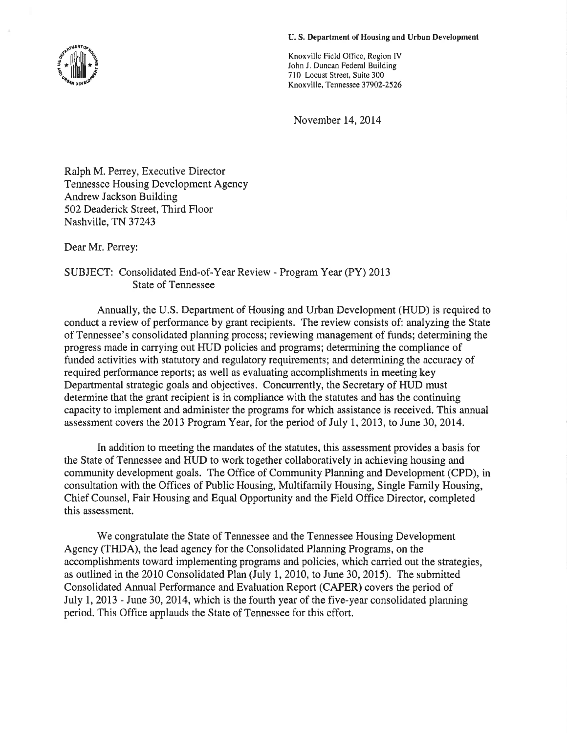**U. S. Department of Housing and Urban Development**

Knoxville Field Office, Region IV
John J. Duncan Federal Building
710 Locust Street, Suite 300
Knoxville, Tennessee 37902-2526

November 14, 2014

Ralph M. Perrey, Executive Director
Tennessee Housing Development Agency
Andrew Jackson Building
502 Deaderick Street, Third Floor
Nashville, TN 37243

Dear Mr. Perrey:

SUBJECT: Consolidated End-of-Year Review - Program Year (PY) 2013
State of Tennessee

Annually, the U.S. Department of Housing and Urban Development (HUD) is required to conduct a review of performance by grant recipients. The review consists of: analyzing the State of Tennessee's consolidated planning process; reviewing management of funds; determining the progress made in carrying out HUD policies and programs; determining the compliance of funded activities with statutory and regulatory requirements; and determining the accuracy of required performance reports; as well as evaluating accomplishments in meeting key Departmental strategic goals and objectives. Concurrently, the Secretary of HUD must determine that the grant recipient is in compliance with the statutes and has the continuing capacity to implement and administer the programs for which assistance is received. This annual assessment covers the 2013 Program Year, for the period of July 1, 2013, to June 30, 2014.

In addition to meeting the mandates of the statutes, this assessment provides a basis for the State of Tennessee and HUD to work together collaboratively in achieving housing and community development goals. The Office of Community Planning and Development (CPD), in consultation with the Offices of Public Housing, Multifamily Housing, Single Family Housing, Chief Counsel, Fair Housing and Equal Opportunity and the Field Office Director, completed this assessment.

We congratulate the State of Tennessee and the Tennessee Housing Development Agency (THDA), the lead agency for the Consolidated Planning Programs, on the accomplishments toward implementing programs and policies, which carried out the strategies, as outlined in the 2010 Consolidated Plan (July 1, 2010, to June 30, 2015). The submitted Consolidated Annual Performance and Evaluation Report (CAPER) covers the period of July 1, 2013 - June 30, 2014, which is the fourth year of the five-year consolidated planning period. This Office applauds the State of Tennessee for this effort.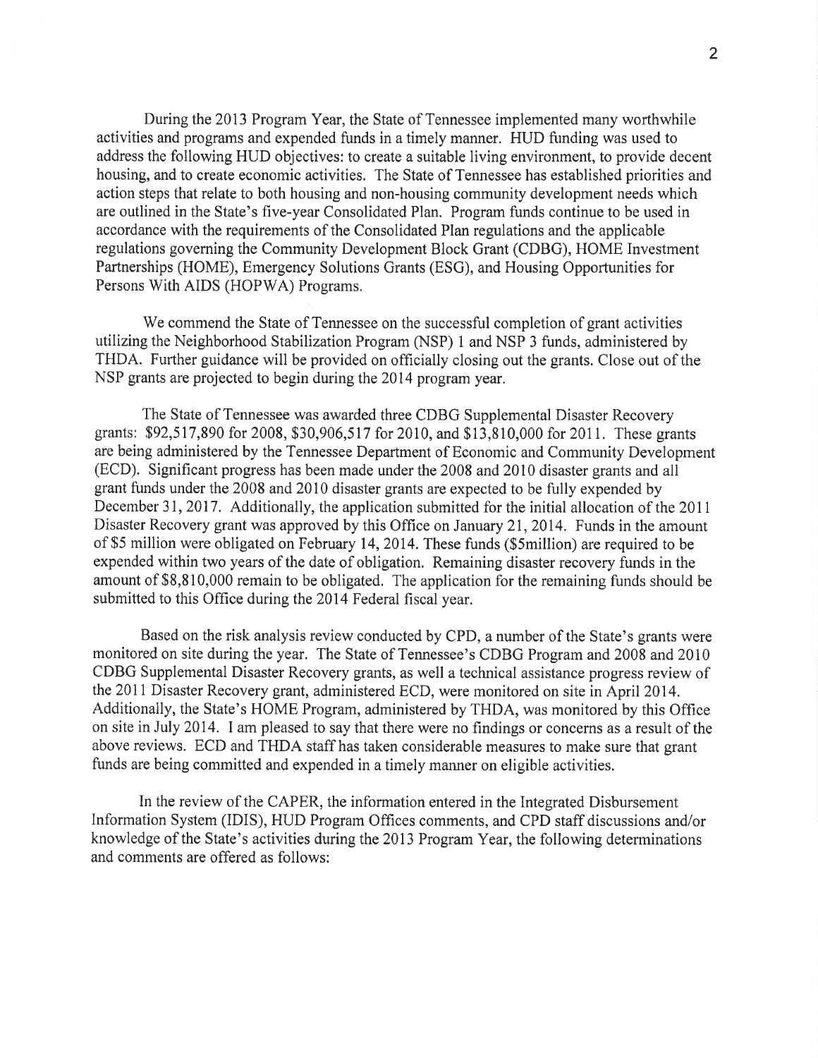During the 2013 Program Year, the State of Tennessee implemented many worthwhile activities and programs and expended funds in a timely manner. HUD funding was used to address the following HUD objectives: to create a suitable living environment, to provide decent housing, and to create economic activities. The State of Tennessee has established priorities and action steps that relate to both housing and non-housing community development needs which are outlined in the State's five-year Consolidated Plan. Program funds continue to be used in accordance with the requirements of the Consolidated Plan regulations and the applicable regulations governing the Community Development Block Grant (CDBG), HOME Investment Partnerships (HOME), Emergency Solutions Grants (ESG), and Housing Opportunities for Persons With AIDS (HOPWA) Programs.

We commend the State of Tennessee on the successful completion of grant activities utilizing the Neighborhood Stabilization Program (NSP) 1 and NSP 3 funds, administered by THDA. Further guidance will be provided on officially closing out the grants. Close out of the NSP grants are projected to begin during the 2014 program year.

The State of Tennessee was awarded three CDBG Supplemental Disaster Recovery grants: $92,517,890 for 2008, $30,906,517 for 2010, and $13,810,000 for 2011. These grants are being administered by the Tennessee Department of Economic and Community Development (ECD). Significant progress has been made under the 2008 and 2010 disaster grants and all grant funds under the 2008 and 2010 disaster grants are expected to be fully expended by December 31, 2017. Additionally, the application submitted for the initial allocation of the 2011 Disaster Recovery grant was approved by this Office on January 21, 2014. Funds in the amount of $5 million were obligated on February 14, 2014. These funds ($5million) are required to be expended within two years of the date of obligation. Remaining disaster recovery funds in the amount of $8,810,000 remain to be obligated. The application for the remaining funds should be submitted to this Office during the 2014 Federal fiscal year.

Based on the risk analysis review conducted by CPD, a number of the State's grants were monitored on site during the year. The State of Tennessee's CDBG Program and 2008 and 2010 CDBG Supplemental Disaster Recovery grants, as well a technical assistance progress review of the 2011 Disaster Recovery grant, administered ECD, were monitored on site in April 2014. Additionally, the State's HOME Program, administered by THDA, was monitored by this Office on site in July 2014. I am pleased to say that there were no findings or concerns as a result of the above reviews. ECD and THDA staff has taken considerable measures to make sure that grant funds are being committed and expended in a timely manner on eligible activities.

In the review of the CAPER, the information entered in the Integrated Disbursement Information System (IDIS), HUD Program Offices comments, and CPD staff discussions and/or knowledge of the State's activities during the 2013 Program Year, the following determinations and comments are offered as follows: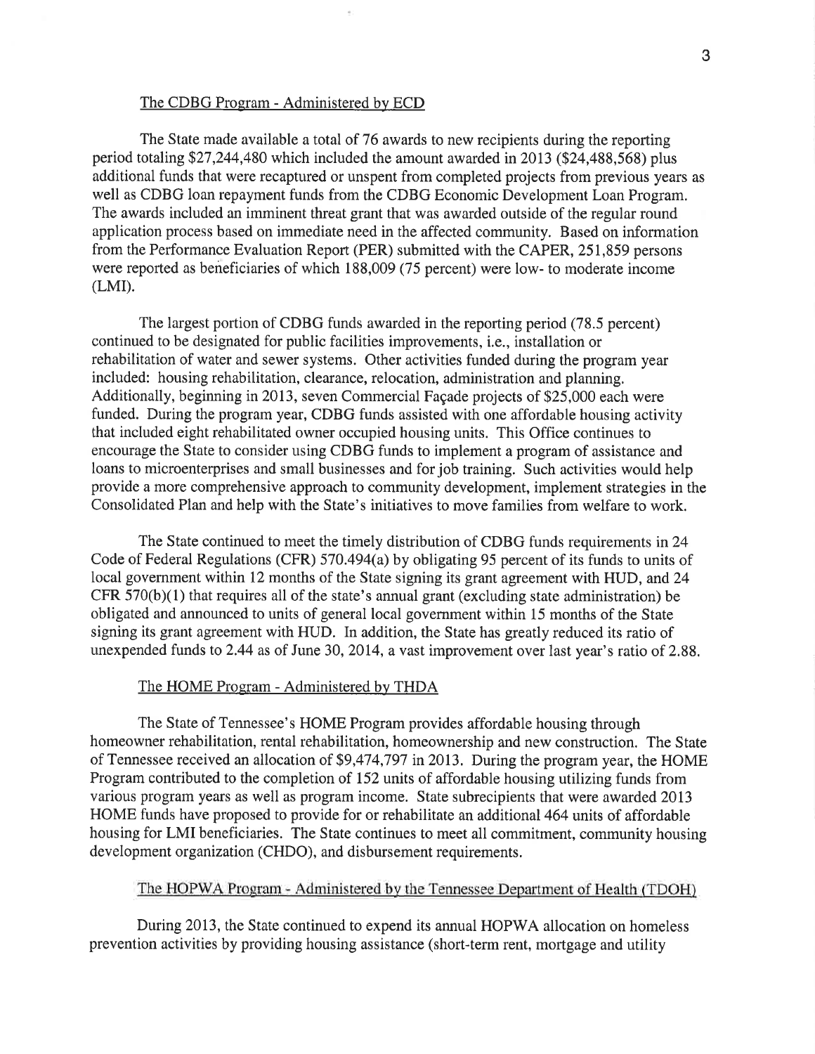The CDBG Program - Administered by ECD

The State made available a total of 76 awards to new recipients during the reporting period totaling $27,244,480 which included the amount awarded in 2013 ($24,488,568) plus additional funds that were recaptured or unspent from completed projects from previous years as well as CDBG loan repayment funds from the CDBG Economic Development Loan Program. The awards included an imminent threat grant that was awarded outside of the regular round application process based on immediate need in the affected community. Based on information from the Performance Evaluation Report (PER) submitted with the CAPER, 251,859 persons were reported as beneficiaries of which 188,009 (75 percent) were low- to moderate income (LMI).

The largest portion of CDBG funds awarded in the reporting period (78.5 percent) continued to be designated for public facilities improvements, i.e., installation or rehabilitation of water and sewer systems. Other activities funded during the program year included: housing rehabilitation, clearance, relocation, administration and planning. Additionally, beginning in 2013, seven Commercial Façade projects of $25,000 each were funded. During the program year, CDBG funds assisted with one affordable housing activity that included eight rehabilitated owner occupied housing units. This Office continues to encourage the State to consider using CDBG funds to implement a program of assistance and loans to microenterprises and small businesses and for job training. Such activities would help provide a more comprehensive approach to community development, implement strategies in the Consolidated Plan and help with the State's initiatives to move families from welfare to work.

The State continued to meet the timely distribution of CDBG funds requirements in 24 Code of Federal Regulations (CFR) 570.494(a) by obligating 95 percent of its funds to units of local government within 12 months of the State signing its grant agreement with HUD, and 24 CFR 570(b)(1) that requires all of the state's annual grant (excluding state administration) be obligated and announced to units of general local government within 15 months of the State signing its grant agreement with HUD. In addition, the State has greatly reduced its ratio of unexpended funds to 2.44 as of June 30, 2014, a vast improvement over last year's ratio of 2.88.

The HOME Program - Administered by THDA

The State of Tennessee's HOME Program provides affordable housing through homeowner rehabilitation, rental rehabilitation, homeownership and new construction. The State of Tennessee received an allocation of $9,474,797 in 2013. During the program year, the HOME Program contributed to the completion of 152 units of affordable housing utilizing funds from various program years as well as program income. State subrecipients that were awarded 2013 HOME funds have proposed to provide for or rehabilitate an additional 464 units of affordable housing for LMI beneficiaries. The State continues to meet all commitment, community housing development organization (CHDO), and disbursement requirements.

The HOPWA Program - Administered by the Tennessee Department of Health (TDOH)

During 2013, the State continued to expend its annual HOPWA allocation on homeless prevention activities by providing housing assistance (short-term rent, mortgage and utility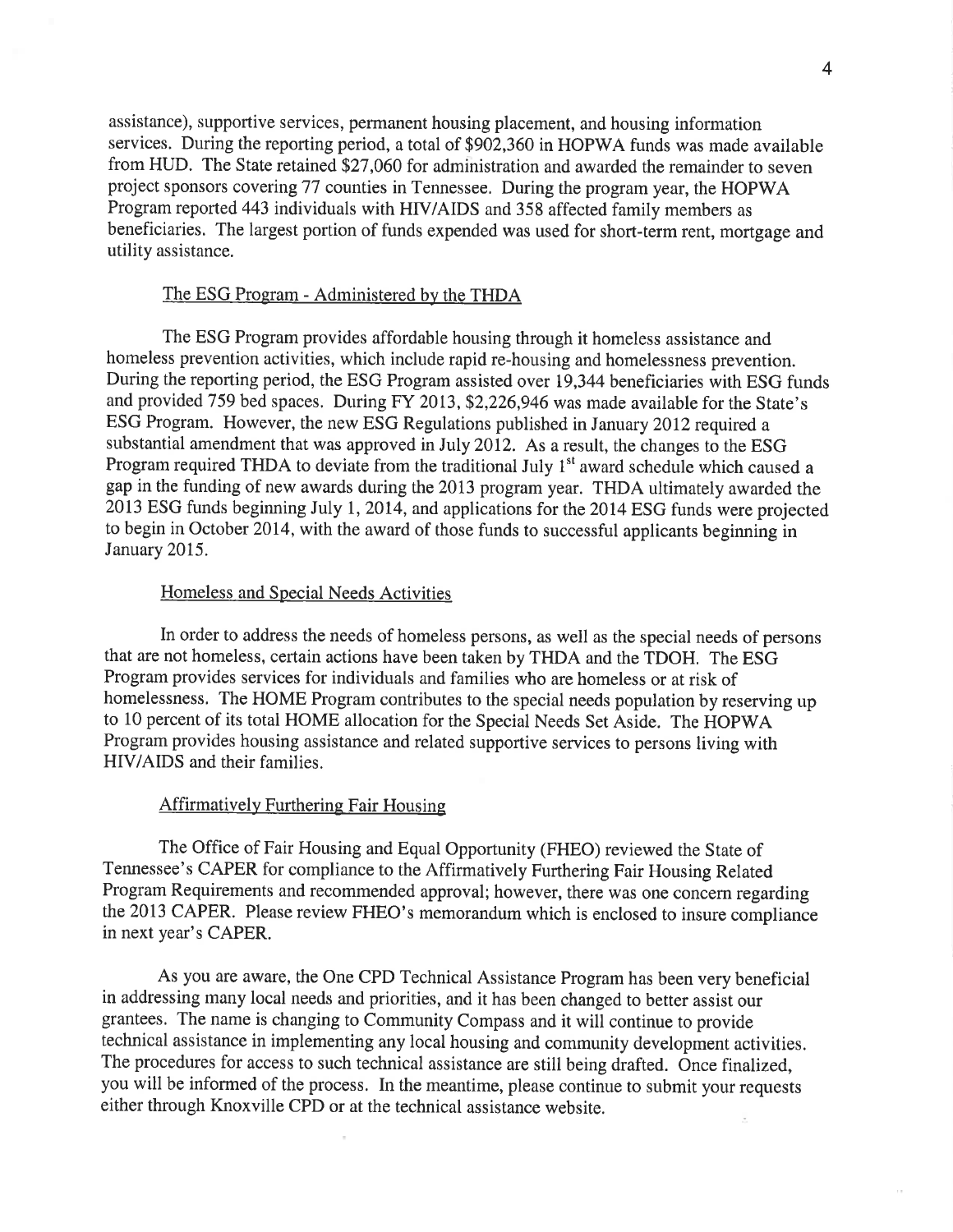assistance), supportive services, permanent housing placement, and housing information services. During the reporting period, a total of $902,360 in HOPWA funds was made available from HUD. The State retained $27,060 for administration and awarded the remainder to seven project sponsors covering 77 counties in Tennessee. During the program year, the HOPWA Program reported 443 individuals with HIV/AIDS and 358 affected family members as beneficiaries. The largest portion of funds expended was used for short-term rent, mortgage and utility assistance.

## The ESG Program - Administered by the THDA

The ESG Program provides affordable housing through it homeless assistance and homeless prevention activities, which include rapid re-housing and homelessness prevention. During the reporting period, the ESG Program assisted over 19,344 beneficiaries with ESG funds and provided 759 bed spaces. During FY 2013, $2,226,946 was made available for the State's ESG Program. However, the new ESG Regulations published in January 2012 required a substantial amendment that was approved in July 2012. As a result, the changes to the ESG Program required THDA to deviate from the traditional July 1st award schedule which caused a gap in the funding of new awards during the 2013 program year. THDA ultimately awarded the 2013 ESG funds beginning July 1, 2014, and applications for the 2014 ESG funds were projected to begin in October 2014, with the award of those funds to successful applicants beginning in January 2015.

## Homeless and Special Needs Activities

In order to address the needs of homeless persons, as well as the special needs of persons that are not homeless, certain actions have been taken by THDA and the TDOH. The ESG Program provides services for individuals and families who are homeless or at risk of homelessness. The HOME Program contributes to the special needs population by reserving up to 10 percent of its total HOME allocation for the Special Needs Set Aside. The HOPWA Program provides housing assistance and related supportive services to persons living with HIV/AIDS and their families.

## Affirmatively Furthering Fair Housing

The Office of Fair Housing and Equal Opportunity (FHEO) reviewed the State of Tennessee's CAPER for compliance to the Affirmatively Furthering Fair Housing Related Program Requirements and recommended approval; however, there was one concern regarding the 2013 CAPER. Please review FHEO's memorandum which is enclosed to insure compliance in next year's CAPER.

As you are aware, the One CPD Technical Assistance Program has been very beneficial in addressing many local needs and priorities, and it has been changed to better assist our grantees. The name is changing to Community Compass and it will continue to provide technical assistance in implementing any local housing and community development activities. The procedures for access to such technical assistance are still being drafted. Once finalized, you will be informed of the process. In the meantime, please continue to submit your requests either through Knoxville CPD or at the technical assistance website.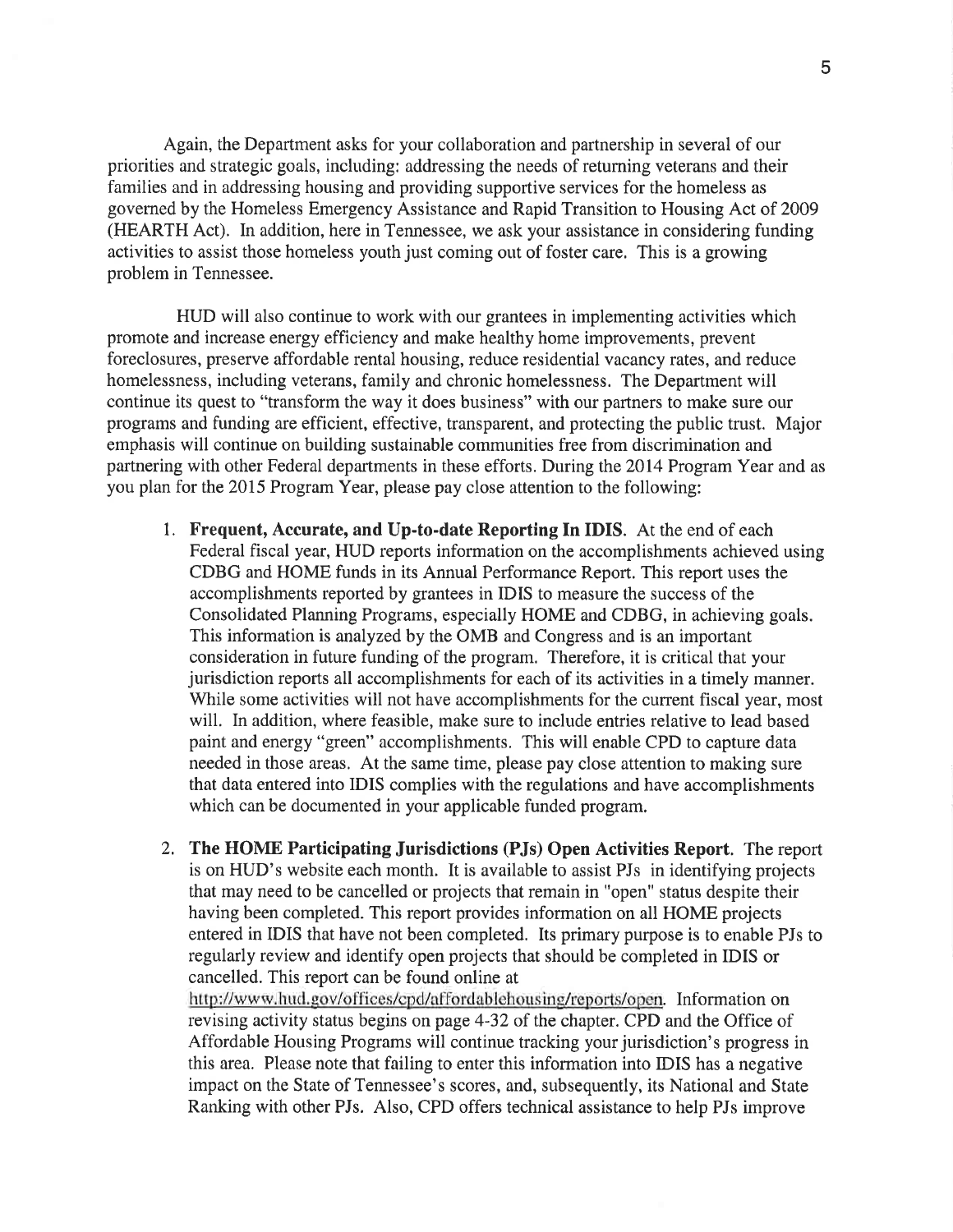Again, the Department asks for your collaboration and partnership in several of our priorities and strategic goals, including: addressing the needs of returning veterans and their families and in addressing housing and providing supportive services for the homeless as governed by the Homeless Emergency Assistance and Rapid Transition to Housing Act of 2009 (HEARTH Act). In addition, here in Tennessee, we ask your assistance in considering funding activities to assist those homeless youth just coming out of foster care. This is a growing problem in Tennessee.

HUD will also continue to work with our grantees in implementing activities which promote and increase energy efficiency and make healthy home improvements, prevent foreclosures, preserve affordable rental housing, reduce residential vacancy rates, and reduce homelessness, including veterans, family and chronic homelessness. The Department will continue its quest to "transform the way it does business" with our partners to make sure our programs and funding are efficient, effective, transparent, and protecting the public trust. Major emphasis will continue on building sustainable communities free from discrimination and partnering with other Federal departments in these efforts. During the 2014 Program Year and as you plan for the 2015 Program Year, please pay close attention to the following:

1. **Frequent, Accurate, and Up-to-date Reporting In IDIS**. At the end of each Federal fiscal year, HUD reports information on the accomplishments achieved using CDBG and HOME funds in its Annual Performance Report. This report uses the accomplishments reported by grantees in IDIS to measure the success of the Consolidated Planning Programs, especially HOME and CDBG, in achieving goals. This information is analyzed by the OMB and Congress and is an important consideration in future funding of the program. Therefore, it is critical that your jurisdiction reports all accomplishments for each of its activities in a timely manner. While some activities will not have accomplishments for the current fiscal year, most will. In addition, where feasible, make sure to include entries relative to lead based paint and energy "green" accomplishments. This will enable CPD to capture data needed in those areas. At the same time, please pay close attention to making sure that data entered into IDIS complies with the regulations and have accomplishments which can be documented in your applicable funded program.

2. **The HOME Participating Jurisdictions (PJs) Open Activities Report**. The report is on HUD's website each month. It is available to assist PJs in identifying projects that may need to be cancelled or projects that remain in "open" status despite their having been completed. This report provides information on all HOME projects entered in IDIS that have not been completed. Its primary purpose is to enable PJs to regularly review and identify open projects that should be completed in IDIS or cancelled. This report can be found online at http://www.hud.gov/offices/cpd/affordablehousing/reports/open. Information on revising activity status begins on page 4-32 of the chapter. CPD and the Office of Affordable Housing Programs will continue tracking your jurisdiction's progress in this area. Please note that failing to enter this information into IDIS has a negative impact on the State of Tennessee's scores, and, subsequently, its National and State Ranking with other PJs. Also, CPD offers technical assistance to help PJs improve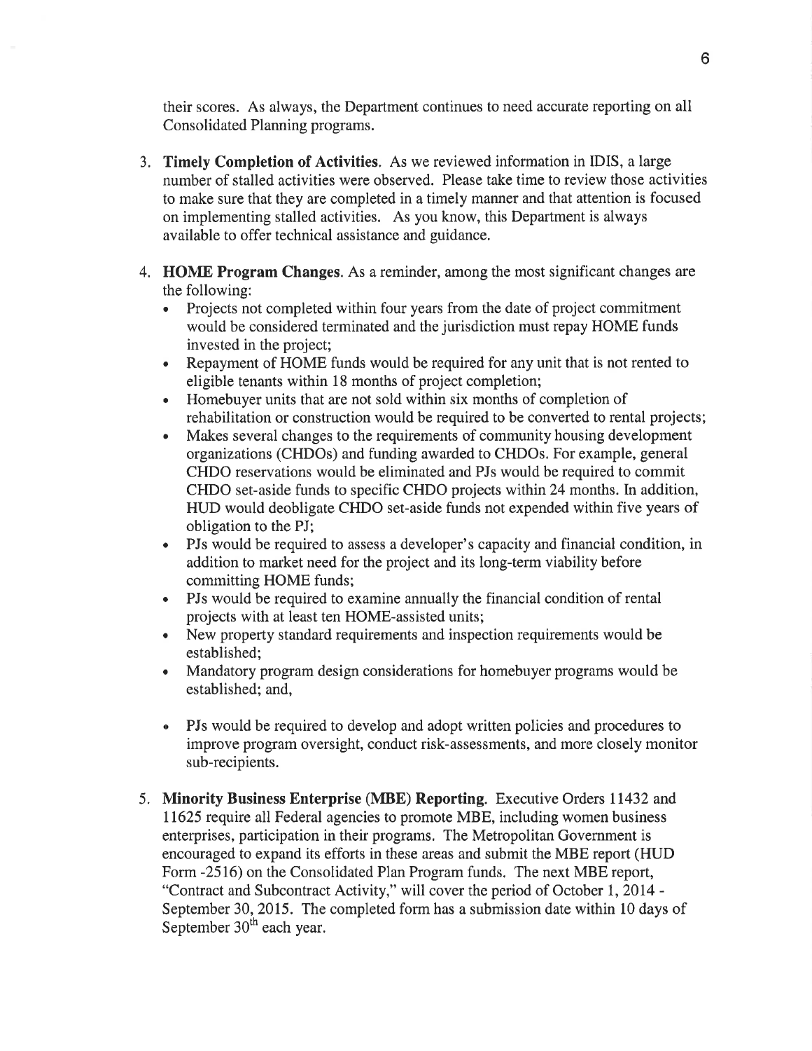their scores. As always, the Department continues to need accurate reporting on all Consolidated Planning programs.

3. **Timely Completion of Activities**. As we reviewed information in IDIS, a large number of stalled activities were observed. Please take time to review those activities to make sure that they are completed in a timely manner and that attention is focused on implementing stalled activities. As you know, this Department is always available to offer technical assistance and guidance.

4. **HOME Program Changes**. As a reminder, among the most significant changes are the following:
   - Projects not completed within four years from the date of project commitment would be considered terminated and the jurisdiction must repay HOME funds invested in the project;
   - Repayment of HOME funds would be required for any unit that is not rented to eligible tenants within 18 months of project completion;
   - Homebuyer units that are not sold within six months of completion of rehabilitation or construction would be required to be converted to rental projects;
   - Makes several changes to the requirements of community housing development organizations (CHDOs) and funding awarded to CHDOs. For example, general CHDO reservations would be eliminated and PJs would be required to commit CHDO set-aside funds to specific CHDO projects within 24 months. In addition, HUD would deobligate CHDO set-aside funds not expended within five years of obligation to the PJ;
   - PJs would be required to assess a developer's capacity and financial condition, in addition to market need for the project and its long-term viability before committing HOME funds;
   - PJs would be required to examine annually the financial condition of rental projects with at least ten HOME-assisted units;
   - New property standard requirements and inspection requirements would be established;
   - Mandatory program design considerations for homebuyer programs would be established; and,
   - PJs would be required to develop and adopt written policies and procedures to improve program oversight, conduct risk-assessments, and more closely monitor sub-recipients.

5. **Minority Business Enterprise (MBE) Reporting**. Executive Orders 11432 and 11625 require all Federal agencies to promote MBE, including women business enterprises, participation in their programs. The Metropolitan Government is encouraged to expand its efforts in these areas and submit the MBE report (HUD Form -2516) on the Consolidated Plan Program funds. The next MBE report, "Contract and Subcontract Activity," will cover the period of October 1, 2014 - September 30, 2015. The completed form has a submission date within 10 days of September 30th each year.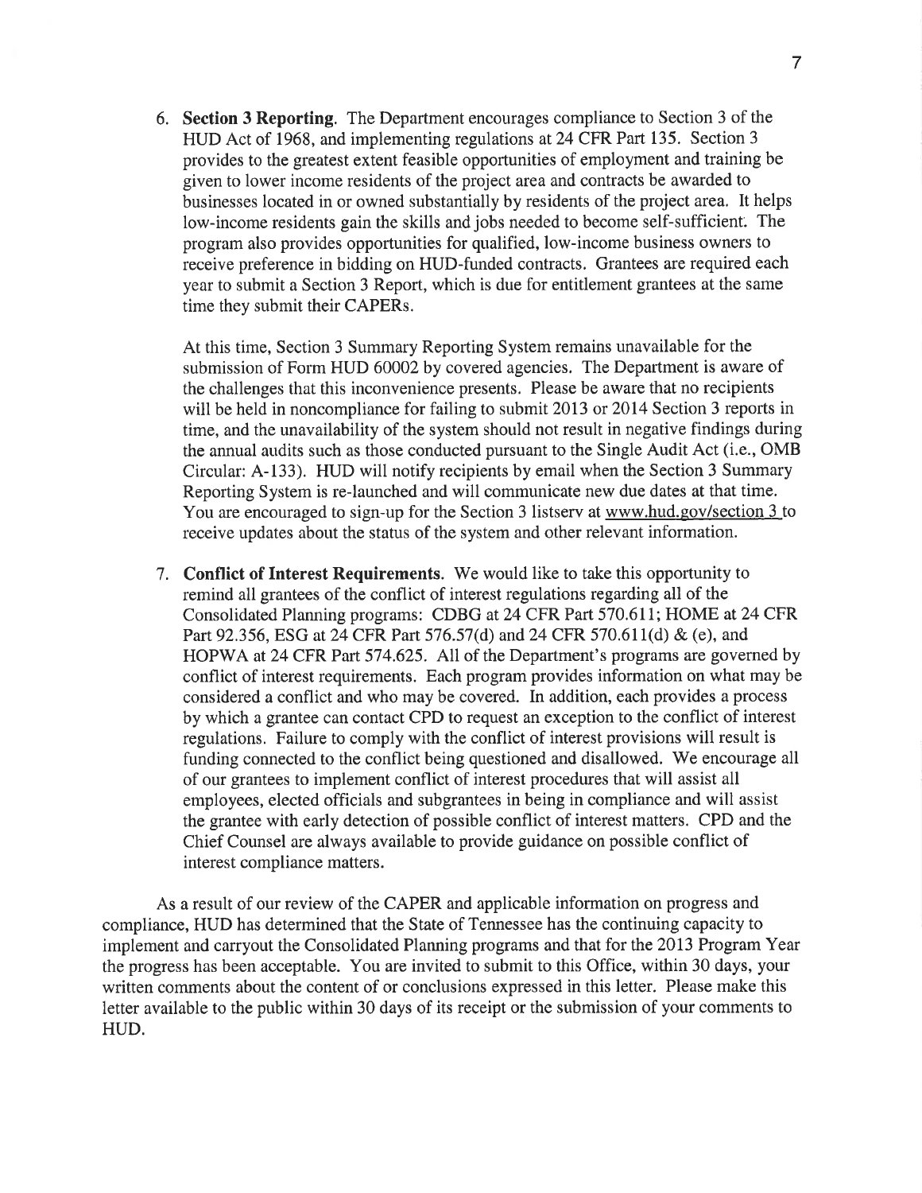6. **Section 3 Reporting**. The Department encourages compliance to Section 3 of the HUD Act of 1968, and implementing regulations at 24 CFR Part 135. Section 3 provides to the greatest extent feasible opportunities of employment and training be given to lower income residents of the project area and contracts be awarded to businesses located in or owned substantially by residents of the project area. It helps low-income residents gain the skills and jobs needed to become self-sufficient. The program also provides opportunities for qualified, low-income business owners to receive preference in bidding on HUD-funded contracts. Grantees are required each year to submit a Section 3 Report, which is due for entitlement grantees at the same time they submit their CAPERs.

   At this time, Section 3 Summary Reporting System remains unavailable for the submission of Form HUD 60002 by covered agencies. The Department is aware of the challenges that this inconvenience presents. Please be aware that no recipients will be held in noncompliance for failing to submit 2013 or 2014 Section 3 reports in time, and the unavailability of the system should not result in negative findings during the annual audits such as those conducted pursuant to the Single Audit Act (i.e., OMB Circular: A-133). HUD will notify recipients by email when the Section 3 Summary Reporting System is re-launched and will communicate new due dates at that time. You are encouraged to sign-up for the Section 3 listserv at www.hud.gov/section 3 to receive updates about the status of the system and other relevant information.

7. **Conflict of Interest Requirements**. We would like to take this opportunity to remind all grantees of the conflict of interest regulations regarding all of the Consolidated Planning programs: CDBG at 24 CFR Part 570.611; HOME at 24 CFR Part 92.356, ESG at 24 CFR Part 576.57(d) and 24 CFR 570.611(d) & (e), and HOPWA at 24 CFR Part 574.625. All of the Department's programs are governed by conflict of interest requirements. Each program provides information on what may be considered a conflict and who may be covered. In addition, each provides a process by which a grantee can contact CPD to request an exception to the conflict of interest regulations. Failure to comply with the conflict of interest provisions will result is funding connected to the conflict being questioned and disallowed. We encourage all of our grantees to implement conflict of interest procedures that will assist all employees, elected officials and subgrantees in being in compliance and will assist the grantee with early detection of possible conflict of interest matters. CPD and the Chief Counsel are always available to provide guidance on possible conflict of interest compliance matters.

As a result of our review of the CAPER and applicable information on progress and compliance, HUD has determined that the State of Tennessee has the continuing capacity to implement and carryout the Consolidated Planning programs and that for the 2013 Program Year the progress has been acceptable. You are invited to submit to this Office, within 30 days, your written comments about the content of or conclusions expressed in this letter. Please make this letter available to the public within 30 days of its receipt or the submission of your comments to HUD.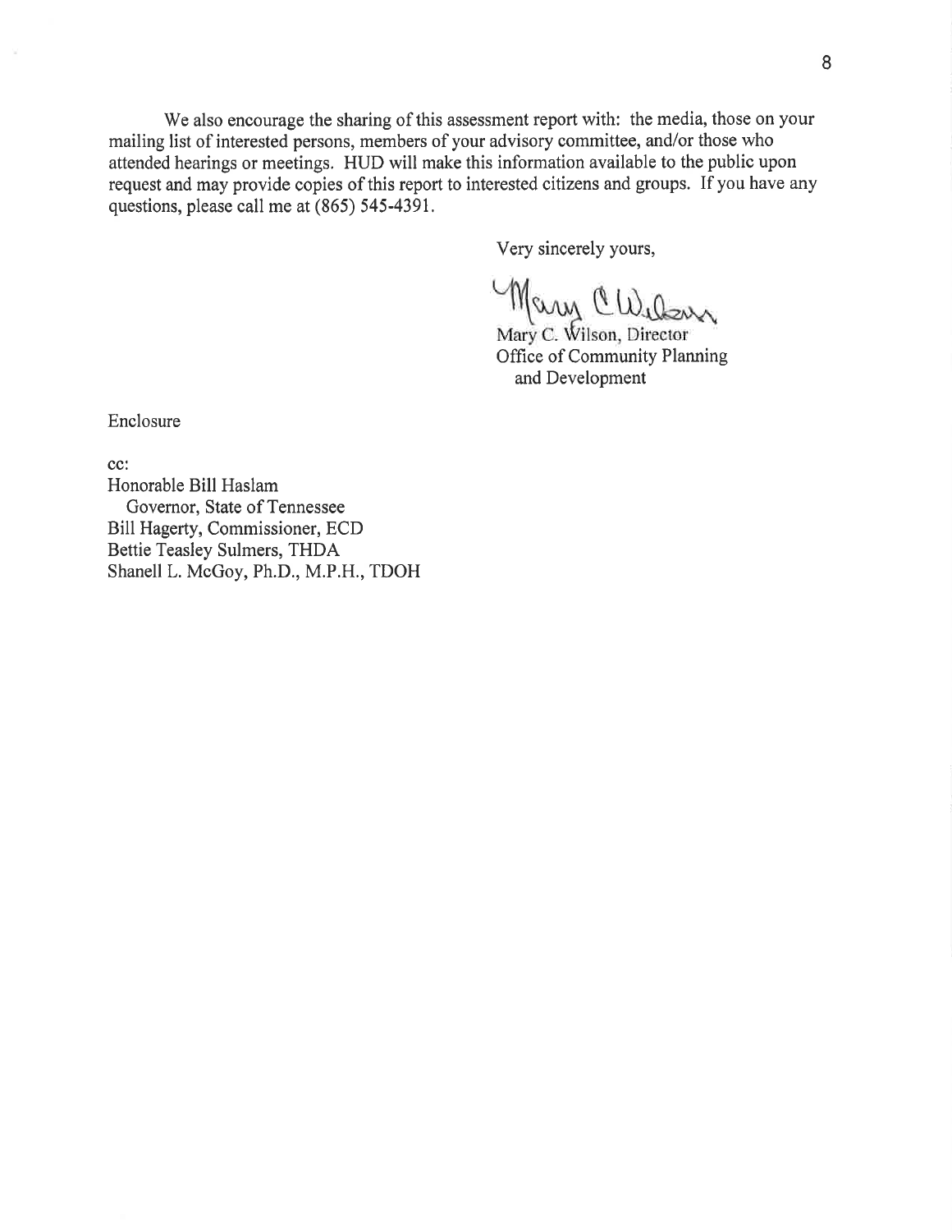We also encourage the sharing of this assessment report with: the media, those on your mailing list of interested persons, members of your advisory committee, and/or those who attended hearings or meetings. HUD will make this information available to the public upon request and may provide copies of this report to interested citizens and groups. If you have any questions, please call me at (865) 545-4391.

Very sincerely yours,

Mary C. Wilson, Director
Office of Community Planning
and Development

Enclosure

cc:
Honorable Bill Haslam
Governor, State of Tennessee
Bill Hagerty, Commissioner, ECD
Bettie Teasley Sulmers, THDA
Shanell L. McGoy, Ph.D., M.P.H., TDOH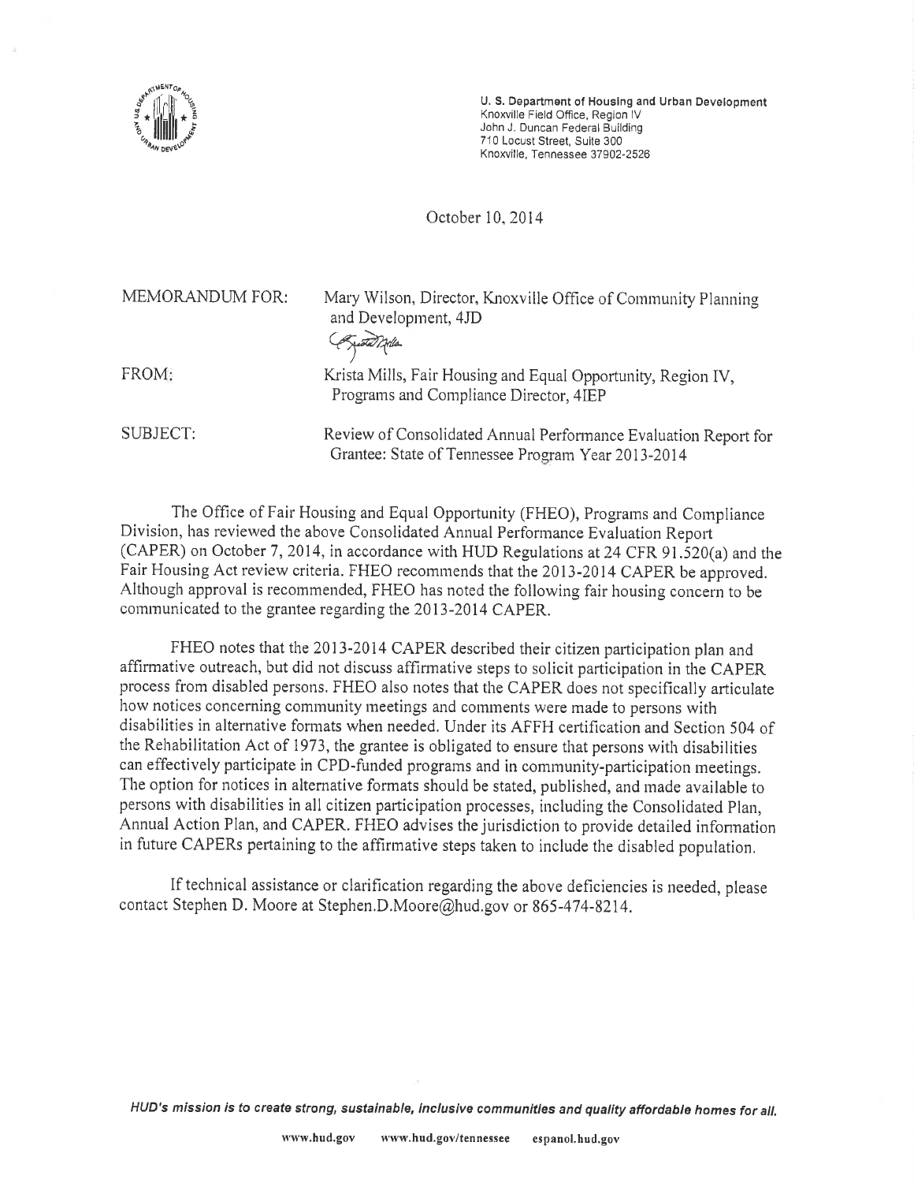U. S. Department of Housing and Urban Development
Knoxville Field Office, Region IV
John J. Duncan Federal Building
710 Locust Street, Suite 300
Knoxville, Tennessee 37902-2526

October 10, 2014

MEMORANDUM FOR: Mary Wilson, Director, Knoxville Office of Community Planning and Development, 4JD

FROM: Krista Mills, Fair Housing and Equal Opportunity, Region IV, Programs and Compliance Director, 4IEP

SUBJECT: Review of Consolidated Annual Performance Evaluation Report for Grantee: State of Tennessee Program Year 2013-2014

The Office of Fair Housing and Equal Opportunity (FHEO), Programs and Compliance Division, has reviewed the above Consolidated Annual Performance Evaluation Report (CAPER) on October 7, 2014, in accordance with HUD Regulations at 24 CFR 91.520(a) and the Fair Housing Act review criteria. FHEO recommends that the 2013-2014 CAPER be approved. Although approval is recommended, FHEO has noted the following fair housing concern to be communicated to the grantee regarding the 2013-2014 CAPER.

FHEO notes that the 2013-2014 CAPER described their citizen participation plan and affirmative outreach, but did not discuss affirmative steps to solicit participation in the CAPER process from disabled persons. FHEO also notes that the CAPER does not specifically articulate how notices concerning community meetings and comments were made to persons with disabilities in alternative formats when needed. Under its AFFH certification and Section 504 of the Rehabilitation Act of 1973, the grantee is obligated to ensure that persons with disabilities can effectively participate in CPD-funded programs and in community-participation meetings. The option for notices in alternative formats should be stated, published, and made available to persons with disabilities in all citizen participation processes, including the Consolidated Plan, Annual Action Plan, and CAPER. FHEO advises the jurisdiction to provide detailed information in future CAPERs pertaining to the affirmative steps taken to include the disabled population.

If technical assistance or clarification regarding the above deficiencies is needed, please contact Stephen D. Moore at Stephen.D.Moore@hud.gov or 865-474-8214.

*HUD's mission is to create strong, sustainable, inclusive communities and quality affordable homes for all.*

www.hud.gov www.hud.gov/tennessee espanol.hud.gov